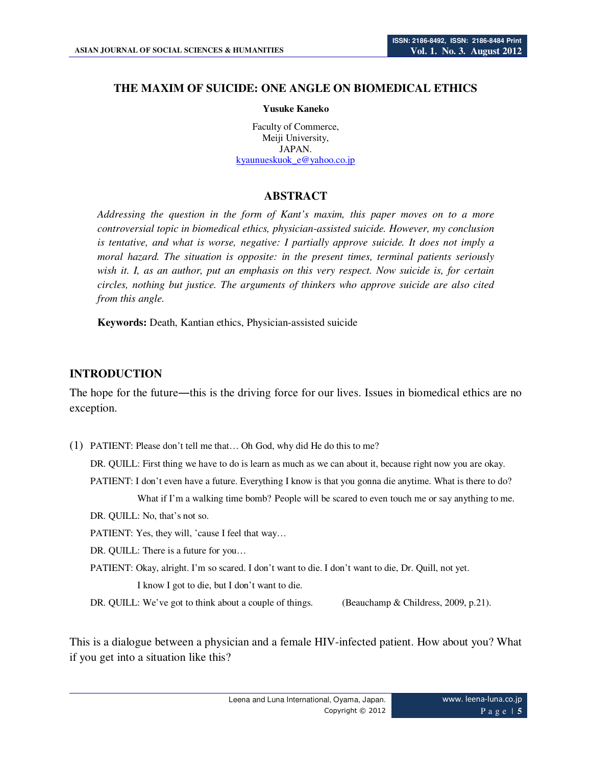# THE MAXIM OF SUICIDE: ONE ANGLE ON BIOMEDICAL ETHICS

**Yusuke Kaneko**

Faculty of Commerce,
Meiji University,
JAPAN.
kyaunueskuok_e@yahoo.co.jp

## ABSTRACT

*Addressing the question in the form of Kant's maxim, this paper moves on to a more controversial topic in biomedical ethics, physician-assisted suicide. However, my conclusion is tentative, and what is worse, negative: I partially approve suicide. It does not imply a moral hazard. The situation is opposite: in the present times, terminal patients seriously wish it. I, as an author, put an emphasis on this very respect. Now suicide is, for certain circles, nothing but justice. The arguments of thinkers who approve suicide are also cited from this angle.*

**Keywords:** Death, Kantian ethics, Physician-assisted suicide

## INTRODUCTION

The hope for the future―this is the driving force for our lives. Issues in biomedical ethics are no exception.

(1) PATIENT: Please don't tell me that… Oh God, why did He do this to me?

DR. QUILL: First thing we have to do is learn as much as we can about it, because right now you are okay.

PATIENT: I don't even have a future. Everything I know is that you gonna die anytime. What is there to do? What if I'm a walking time bomb? People will be scared to even touch me or say anything to me.

DR. QUILL: No, that's not so.

PATIENT: Yes, they will, 'cause I feel that way…

DR. QUILL: There is a future for you…

PATIENT: Okay, alright. I'm so scared. I don't want to die. I don't want to die, Dr. Quill, not yet. I know I got to die, but I don't want to die.

DR. QUILL: We've got to think about a couple of things. (Beauchamp & Childress, 2009, p.21).

This is a dialogue between a physician and a female HIV-infected patient. How about you? What if you get into a situation like this?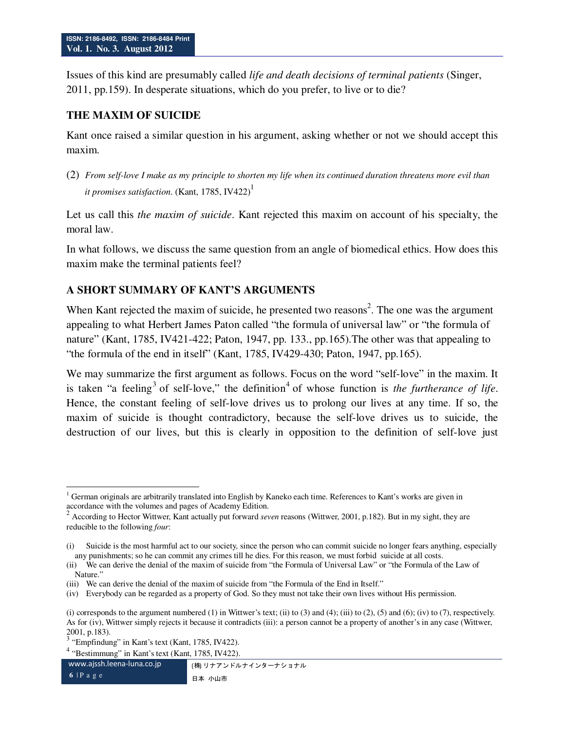Issues of this kind are presumably called *life and death decisions of terminal patients* (Singer, 2011, pp.159). In desperate situations, which do you prefer, to live or to die?

## THE MAXIM OF SUICIDE

Kant once raised a similar question in his argument, asking whether or not we should accept this maxim.

(2) *From self-love I make as my principle to shorten my life when its continued duration threatens more evil than it promises satisfaction*. (Kant, 1785, IV422)[1]

Let us call this *the maxim of suicide*. Kant rejected this maxim on account of his specialty, the moral law.

In what follows, we discuss the same question from an angle of biomedical ethics. How does this maxim make the terminal patients feel?

## A SHORT SUMMARY OF KANT'S ARGUMENTS

When Kant rejected the maxim of suicide, he presented two reasons[2]. The one was the argument appealing to what Herbert James Paton called "the formula of universal law" or "the formula of nature" (Kant, 1785, IV421-422; Paton, 1947, pp. 133., pp.165).The other was that appealing to "the formula of the end in itself" (Kant, 1785, IV429-430; Paton, 1947, pp.165).

We may summarize the first argument as follows. Focus on the word "self-love" in the maxim. It is taken "a feeling[3] of self-love," the definition[4] of whose function is *the furtherance of life*. Hence, the constant feeling of self-love drives us to prolong our lives at any time. If so, the maxim of suicide is thought contradictory, because the self-love drives us to suicide, the destruction of our lives, but this is clearly in opposition to the definition of self-love just

---

[1] German originals are arbitrarily translated into English by Kaneko each time. References to Kant's works are given in accordance with the volumes and pages of Academy Edition.

[2] According to Hector Wittwer, Kant actually put forward *seven* reasons (Wittwer, 2001, p.182). But in my sight, they are reducible to the following *four*:

(i) Suicide is the most harmful act to our society, since the person who can commit suicide no longer fears anything, especially any punishments; so he can commit any crimes till he dies. For this reason, we must forbid suicide at all costs.

(ii) We can derive the denial of the maxim of suicide from "the Formula of Universal Law" or "the Formula of the Law of Nature."

(iii) We can derive the denial of the maxim of suicide from "the Formula of the End in Itself."

(iv) Everybody can be regarded as a property of God. So they must not take their own lives without His permission.

(i) corresponds to the argument numbered (1) in Wittwer's text; (ii) to (3) and (4); (iii) to (2), (5) and (6); (iv) to (7), respectively. As for (iv), Wittwer simply rejects it because it contradicts (iii): a person cannot be a property of another's in any case (Wittwer, 2001, p.183).

[3] "Empfindung" in Kant's text (Kant, 1785, IV422).

[4] "Bestimmung" in Kant's text (Kant, 1785, IV422).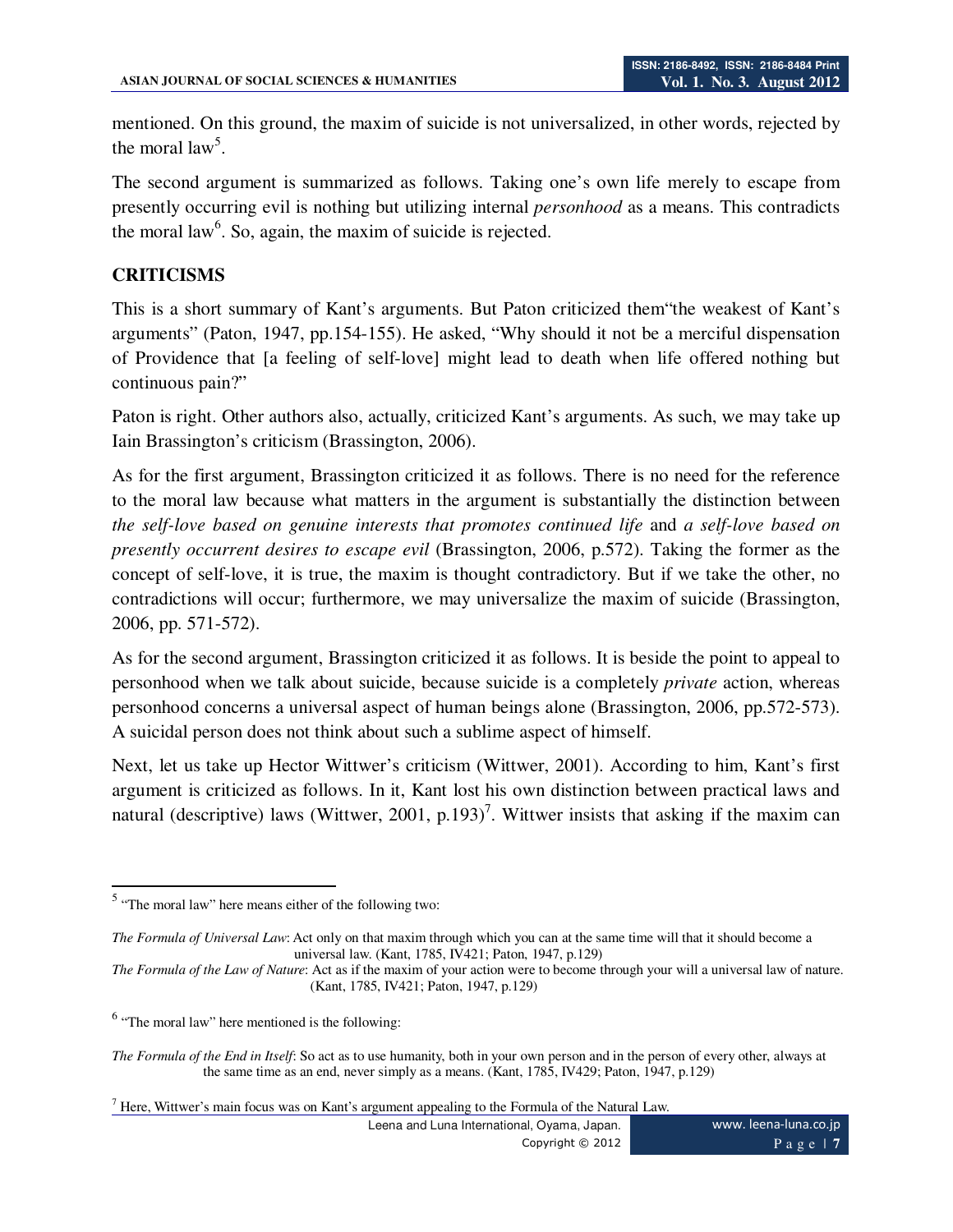mentioned. On this ground, the maxim of suicide is not universalized, in other words, rejected by the moral law[5].

The second argument is summarized as follows. Taking one's own life merely to escape from presently occurring evil is nothing but utilizing internal *personhood* as a means. This contradicts the moral law[6]. So, again, the maxim of suicide is rejected.

## CRITICISMS

This is a short summary of Kant's arguments. But Paton criticized them"the weakest of Kant's arguments" (Paton, 1947, pp.154-155). He asked, "Why should it not be a merciful dispensation of Providence that [a feeling of self-love] might lead to death when life offered nothing but continuous pain?"

Paton is right. Other authors also, actually, criticized Kant's arguments. As such, we may take up Iain Brassington's criticism (Brassington, 2006).

As for the first argument, Brassington criticized it as follows. There is no need for the reference to the moral law because what matters in the argument is substantially the distinction between *the self-love based on genuine interests that promotes continued life* and *a self-love based on presently occurrent desires to escape evil* (Brassington, 2006, p.572). Taking the former as the concept of self-love, it is true, the maxim is thought contradictory. But if we take the other, no contradictions will occur; furthermore, we may universalize the maxim of suicide (Brassington, 2006, pp. 571-572).

As for the second argument, Brassington criticized it as follows. It is beside the point to appeal to personhood when we talk about suicide, because suicide is a completely *private* action, whereas personhood concerns a universal aspect of human beings alone (Brassington, 2006, pp.572-573). A suicidal person does not think about such a sublime aspect of himself.

Next, let us take up Hector Wittwer's criticism (Wittwer, 2001). According to him, Kant's first argument is criticized as follows. In it, Kant lost his own distinction between practical laws and natural (descriptive) laws (Wittwer, 2001, p.193)[7]. Wittwer insists that asking if the maxim can

---

[5] "The moral law" here means either of the following two:

*The Formula of Universal Law*: Act only on that maxim through which you can at the same time will that it should become a universal law. (Kant, 1785, IV421; Paton, 1947, p.129)

*The Formula of the Law of Nature*: Act as if the maxim of your action were to become through your will a universal law of nature. (Kant, 1785, IV421; Paton, 1947, p.129)

[6] "The moral law" here mentioned is the following:

*The Formula of the End in Itself*: So act as to use humanity, both in your own person and in the person of every other, always at the same time as an end, never simply as a means. (Kant, 1785, IV429; Paton, 1947, p.129)

[7] Here, Wittwer's main focus was on Kant's argument appealing to the Formula of the Natural Law.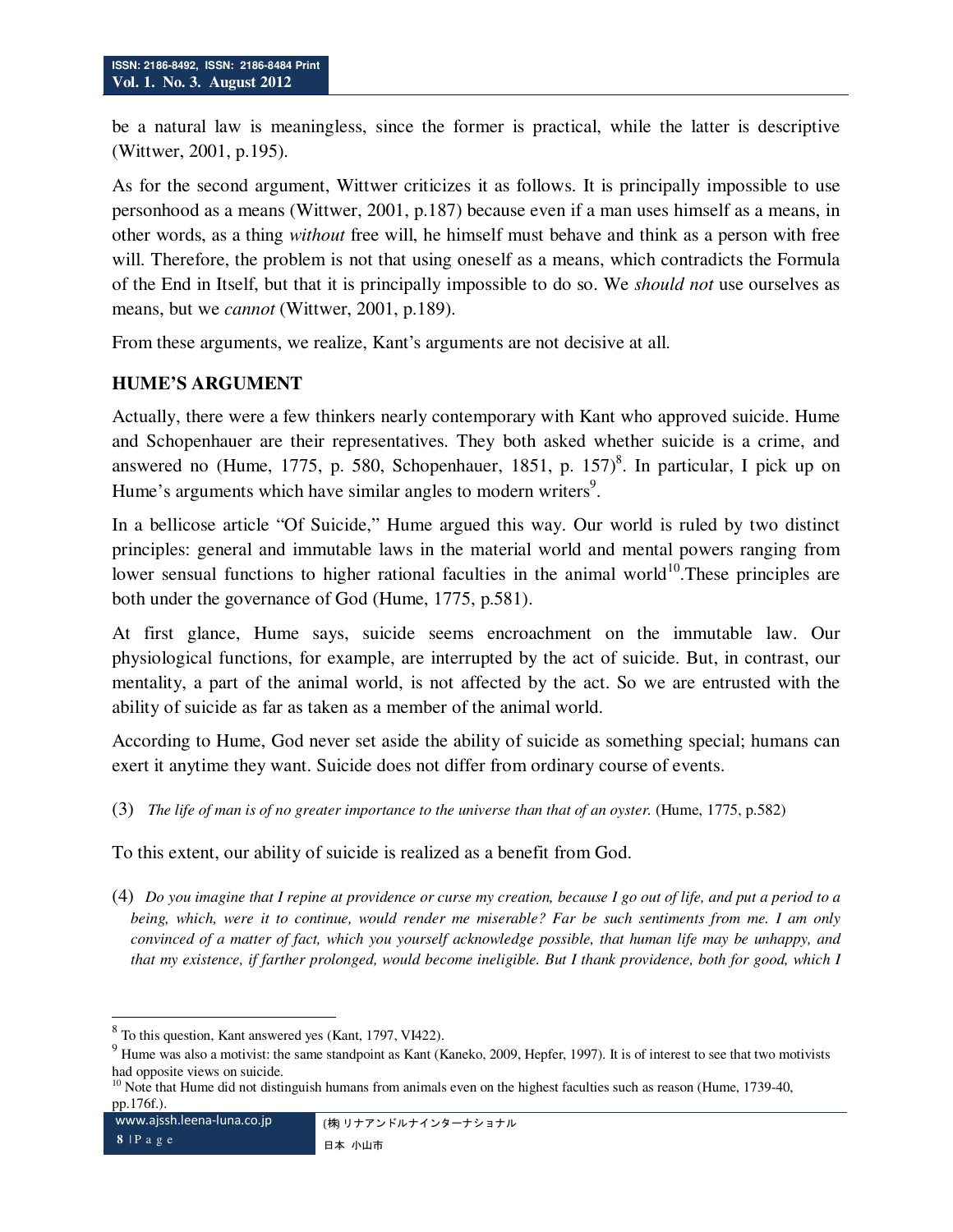be a natural law is meaningless, since the former is practical, while the latter is descriptive (Wittwer, 2001, p.195).

As for the second argument, Wittwer criticizes it as follows. It is principally impossible to use personhood as a means (Wittwer, 2001, p.187) because even if a man uses himself as a means, in other words, as a thing *without* free will, he himself must behave and think as a person with free will. Therefore, the problem is not that using oneself as a means, which contradicts the Formula of the End in Itself, but that it is principally impossible to do so. We *should not* use ourselves as means, but we *cannot* (Wittwer, 2001, p.189).

From these arguments, we realize, Kant's arguments are not decisive at all.

## HUME'S ARGUMENT

Actually, there were a few thinkers nearly contemporary with Kant who approved suicide. Hume and Schopenhauer are their representatives. They both asked whether suicide is a crime, and answered no (Hume, 1775, p. 580, Schopenhauer, 1851, p. 157)[8]. In particular, I pick up on Hume's arguments which have similar angles to modern writers[9].

In a bellicose article "Of Suicide," Hume argued this way. Our world is ruled by two distinct principles: general and immutable laws in the material world and mental powers ranging from lower sensual functions to higher rational faculties in the animal world[10].These principles are both under the governance of God (Hume, 1775, p.581).

At first glance, Hume says, suicide seems encroachment on the immutable law. Our physiological functions, for example, are interrupted by the act of suicide. But, in contrast, our mentality, a part of the animal world, is not affected by the act. So we are entrusted with the ability of suicide as far as taken as a member of the animal world.

According to Hume, God never set aside the ability of suicide as something special; humans can exert it anytime they want. Suicide does not differ from ordinary course of events.

(3) *The life of man is of no greater importance to the universe than that of an oyster.* (Hume, 1775, p.582)

To this extent, our ability of suicide is realized as a benefit from God.

(4) *Do you imagine that I repine at providence or curse my creation, because I go out of life, and put a period to a being, which, were it to continue, would render me miserable? Far be such sentiments from me. I am only convinced of a matter of fact, which you yourself acknowledge possible, that human life may be unhappy, and that my existence, if farther prolonged, would become ineligible. But I thank providence, both for good, which I*

---

[8] To this question, Kant answered yes (Kant, 1797, VI422).

[9] Hume was also a motivist: the same standpoint as Kant (Kaneko, 2009, Hepfer, 1997). It is of interest to see that two motivists had opposite views on suicide.

[10] Note that Hume did not distinguish humans from animals even on the highest faculties such as reason (Hume, 1739-40, pp.176f.).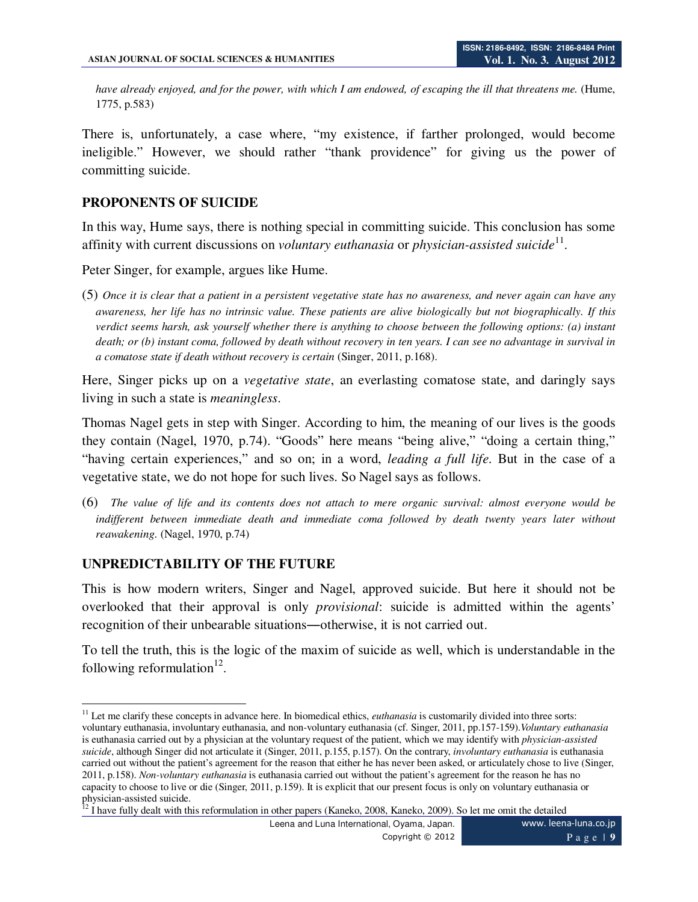*have already enjoyed, and for the power, with which I am endowed, of escaping the ill that threatens me.* (Hume, 1775, p.583)

There is, unfortunately, a case where, "my existence, if farther prolonged, would become ineligible." However, we should rather "thank providence" for giving us the power of committing suicide.

## PROPONENTS OF SUICIDE

In this way, Hume says, there is nothing special in committing suicide. This conclusion has some affinity with current discussions on *voluntary euthanasia* or *physician-assisted suicide*[11].

Peter Singer, for example, argues like Hume.

(5) *Once it is clear that a patient in a persistent vegetative state has no awareness, and never again can have any awareness, her life has no intrinsic value. These patients are alive biologically but not biographically. If this verdict seems harsh, ask yourself whether there is anything to choose between the following options: (a) instant death; or (b) instant coma, followed by death without recovery in ten years. I can see no advantage in survival in a comatose state if death without recovery is certain* (Singer, 2011, p.168).

Here, Singer picks up on a *vegetative state*, an everlasting comatose state, and daringly says living in such a state is *meaningless*.

Thomas Nagel gets in step with Singer. According to him, the meaning of our lives is the goods they contain (Nagel, 1970, p.74). "Goods" here means "being alive," "doing a certain thing," "having certain experiences," and so on; in a word, *leading a full life*. But in the case of a vegetative state, we do not hope for such lives. So Nagel says as follows.

(6) *The value of life and its contents does not attach to mere organic survival: almost everyone would be indifferent between immediate death and immediate coma followed by death twenty years later without reawakening.* (Nagel, 1970, p.74)

## UNPREDICTABILITY OF THE FUTURE

This is how modern writers, Singer and Nagel, approved suicide. But here it should not be overlooked that their approval is only *provisional*: suicide is admitted within the agents' recognition of their unbearable situations—otherwise, it is not carried out.

To tell the truth, this is the logic of the maxim of suicide as well, which is understandable in the following reformulation[12].

---

[11] Let me clarify these concepts in advance here. In biomedical ethics, *euthanasia* is customarily divided into three sorts: voluntary euthanasia, involuntary euthanasia, and non-voluntary euthanasia (cf. Singer, 2011, pp.157-159). *Voluntary euthanasia* is euthanasia carried out by a physician at the voluntary request of the patient, which we may identify with *physician-assisted suicide*, although Singer did not articulate it (Singer, 2011, p.155, p.157). On the contrary, *involuntary euthanasia* is euthanasia carried out without the patient's agreement for the reason that either he has never been asked, or articulately chose to live (Singer, 2011, p.158). *Non-voluntary euthanasia* is euthanasia carried out without the patient's agreement for the reason he has no capacity to choose to live or die (Singer, 2011, p.159). It is explicit that our present focus is only on voluntary euthanasia or physician-assisted suicide.

[12] I have fully dealt with this reformulation in other papers (Kaneko, 2008, Kaneko, 2009). So let me omit the detailed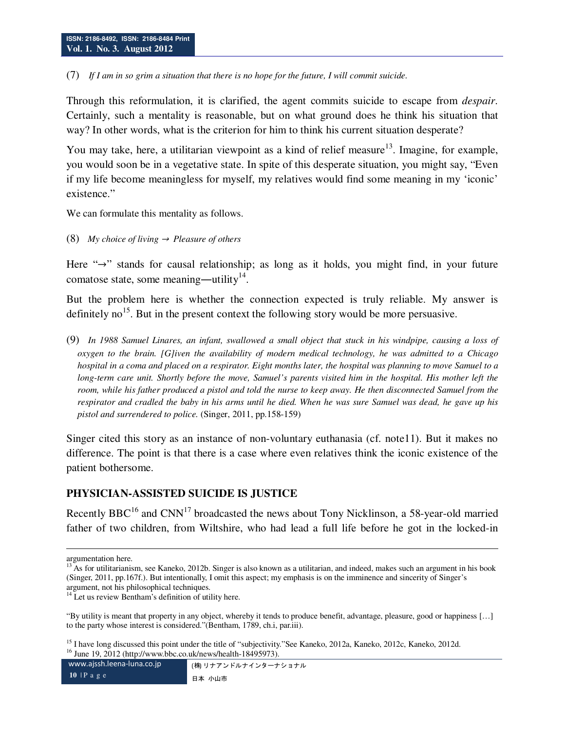(7) *If I am in so grim a situation that there is no hope for the future, I will commit suicide.*

Through this reformulation, it is clarified, the agent commits suicide to escape from *despair*. Certainly, such a mentality is reasonable, but on what ground does he think his situation that way? In other words, what is the criterion for him to think his current situation desperate?

You may take, here, a utilitarian viewpoint as a kind of relief measure[13]. Imagine, for example, you would soon be in a vegetative state. In spite of this desperate situation, you might say, "Even if my life become meaningless for myself, my relatives would find some meaning in my 'iconic' existence."

We can formulate this mentality as follows.

(8) *My choice of living* → *Pleasure of others*

Here "→" stands for causal relationship; as long as it holds, you might find, in your future comatose state, some meaning—utility[14].

But the problem here is whether the connection expected is truly reliable. My answer is definitely no[15]. But in the present context the following story would be more persuasive.

(9) *In 1988 Samuel Linares, an infant, swallowed a small object that stuck in his windpipe, causing a loss of oxygen to the brain. [G]iven the availability of modern medical technology, he was admitted to a Chicago hospital in a coma and placed on a respirator. Eight months later, the hospital was planning to move Samuel to a long-term care unit. Shortly before the move, Samuel's parents visited him in the hospital. His mother left the room, while his father produced a pistol and told the nurse to keep away. He then disconnected Samuel from the respirator and cradled the baby in his arms until he died. When he was sure Samuel was dead, he gave up his pistol and surrendered to police.* (Singer, 2011, pp.158-159)

Singer cited this story as an instance of non-voluntary euthanasia (cf. note11). But it makes no difference. The point is that there is a case where even relatives think the iconic existence of the patient bothersome.

## PHYSICIAN-ASSISTED SUICIDE IS JUSTICE

Recently BBC[16] and CNN[17] broadcasted the news about Tony Nicklinson, a 58-year-old married father of two children, from Wiltshire, who had lead a full life before he got in the locked-in

---

argumentation here.

[13] As for utilitarianism, see Kaneko, 2012b. Singer is also known as a utilitarian, and indeed, makes such an argument in his book (Singer, 2011, pp.167f.). But intentionally, I omit this aspect; my emphasis is on the imminence and sincerity of Singer's argument, not his philosophical techniques.

[14] Let us review Bentham's definition of utility here.

"By utility is meant that property in any object, whereby it tends to produce benefit, advantage, pleasure, good or happiness […] to the party whose interest is considered."(Bentham, 1789, ch.i, par.iii).

[15] I have long discussed this point under the title of "subjectivity."See Kaneko, 2012a, Kaneko, 2012c, Kaneko, 2012d.

[16] June 19, 2012 (http://www.bbc.co.uk/news/health-18495973).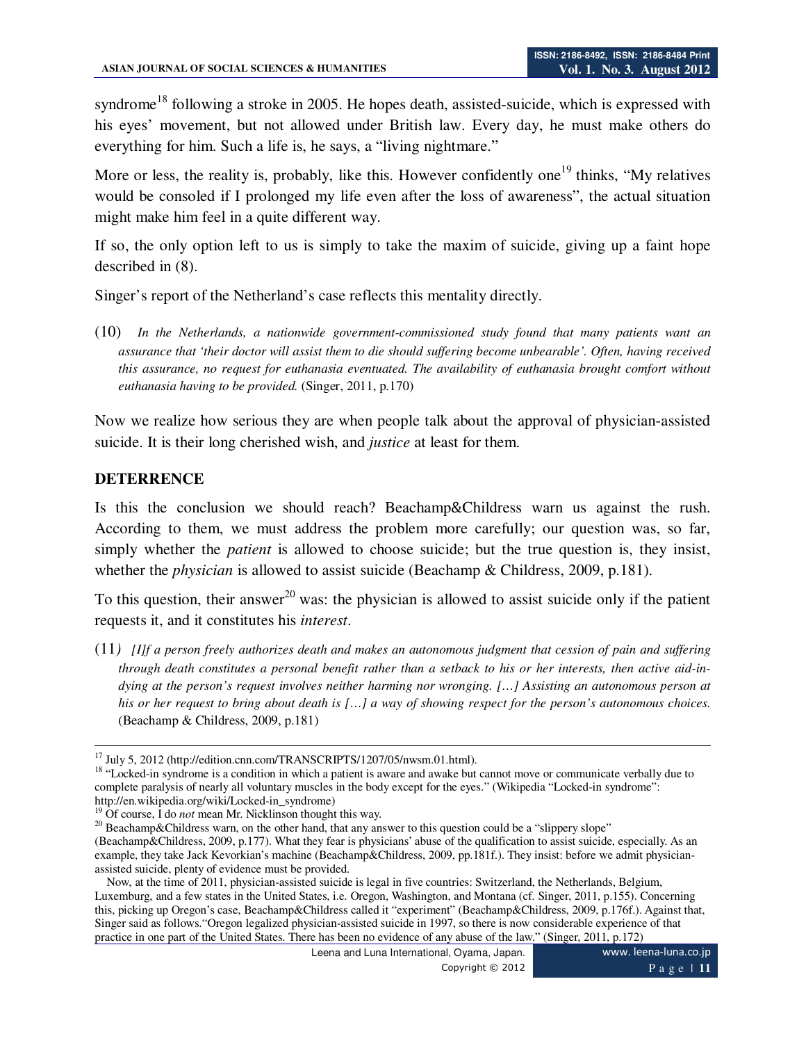syndrome[18] following a stroke in 2005. He hopes death, assisted-suicide, which is expressed with his eyes' movement, but not allowed under British law. Every day, he must make others do everything for him. Such a life is, he says, a "living nightmare."

More or less, the reality is, probably, like this. However confidently one[19] thinks, "My relatives would be consoled if I prolonged my life even after the loss of awareness", the actual situation might make him feel in a quite different way.

If so, the only option left to us is simply to take the maxim of suicide, giving up a faint hope described in (8).

Singer's report of the Netherland's case reflects this mentality directly.

(10) *In the Netherlands, a nationwide government-commissioned study found that many patients want an assurance that 'their doctor will assist them to die should suffering become unbearable'. Often, having received this assurance, no request for euthanasia eventuated. The availability of euthanasia brought comfort without euthanasia having to be provided.* (Singer, 2011, p.170)

Now we realize how serious they are when people talk about the approval of physician-assisted suicide. It is their long cherished wish, and *justice* at least for them.

## DETERRENCE

Is this the conclusion we should reach? Beachamp&Childress warn us against the rush. According to them, we must address the problem more carefully; our question was, so far, simply whether the *patient* is allowed to choose suicide; but the true question is, they insist, whether the *physician* is allowed to assist suicide (Beachamp & Childress, 2009, p.181).

To this question, their answer[20] was: the physician is allowed to assist suicide only if the patient requests it, and it constitutes his *interest*.

(11*)* *[I]f a person freely authorizes death and makes an autonomous judgment that cession of pain and suffering through death constitutes a personal benefit rather than a setback to his or her interests, then active aid-in-dying at the person's request involves neither harming nor wronging. […] Assisting an autonomous person at his or her request to bring about death is […] a way of showing respect for the person's autonomous choices.* (Beachamp & Childress, 2009, p.181)

---

[17] July 5, 2012 (http://edition.cnn.com/TRANSCRIPTS/1207/05/nwsm.01.html).

[18] "Locked-in syndrome is a condition in which a patient is aware and awake but cannot move or communicate verbally due to complete paralysis of nearly all voluntary muscles in the body except for the eyes." (Wikipedia "Locked-in syndrome": http://en.wikipedia.org/wiki/Locked-in_syndrome)

[19] Of course, I do *not* mean Mr. Nicklinson thought this way.

[20] Beachamp&Childress warn, on the other hand, that any answer to this question could be a "slippery slope" (Beachamp&Childress, 2009, p.177). What they fear is physicians' abuse of the qualification to assist suicide, especially. As an example, they take Jack Kevorkian's machine (Beachamp&Childress, 2009, pp.181f.). They insist: before we admit physician-assisted suicide, plenty of evidence must be provided.

Now, at the time of 2011, physician-assisted suicide is legal in five countries: Switzerland, the Netherlands, Belgium, Luxemburg, and a few states in the United States, i.e. Oregon, Washington, and Montana (cf. Singer, 2011, p.155). Concerning this, picking up Oregon's case, Beachamp&Childress called it "experiment" (Beachamp&Childress, 2009, p.176f.). Against that, Singer said as follows."Oregon legalized physician-assisted suicide in 1997, so there is now considerable experience of that practice in one part of the United States. There has been no evidence of any abuse of the law." (Singer, 2011, p.172)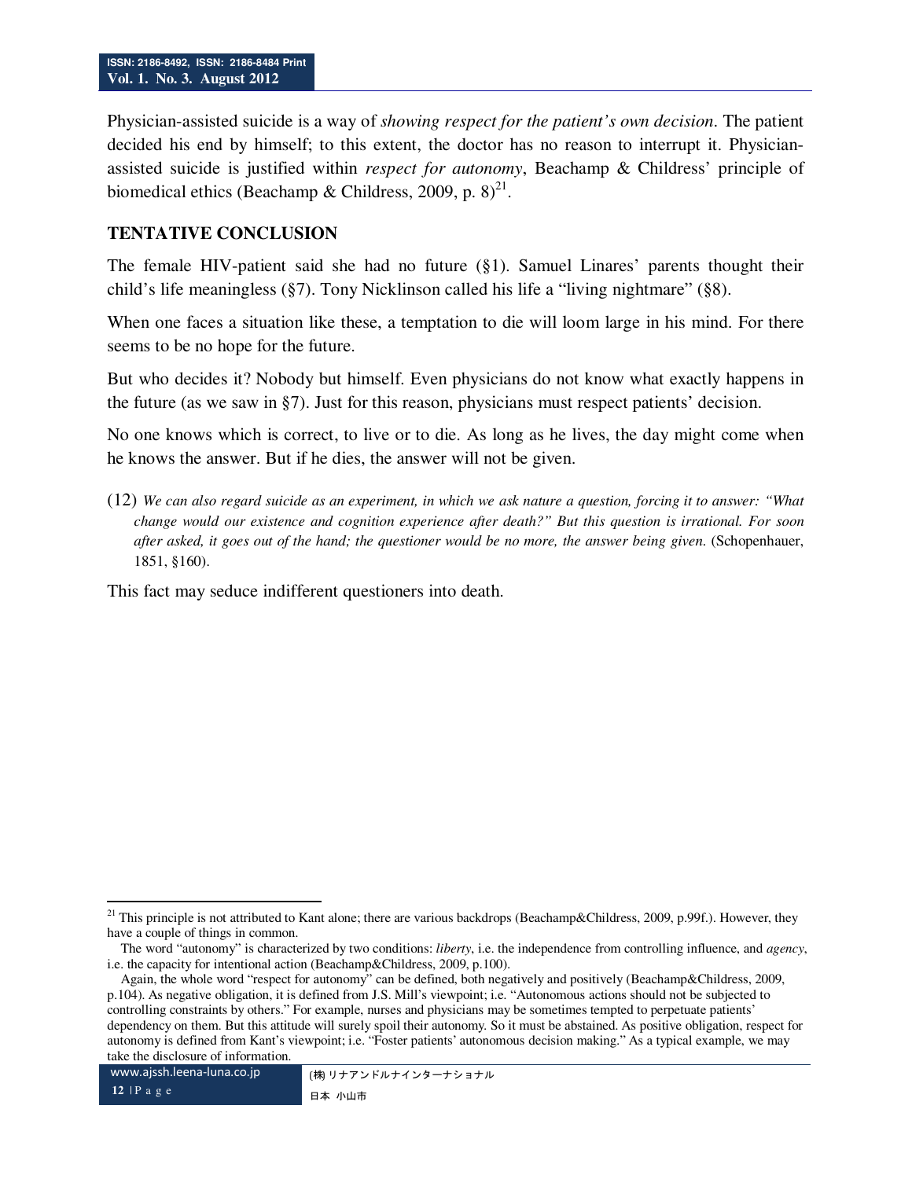Physician-assisted suicide is a way of *showing respect for the patient's own decision*. The patient decided his end by himself; to this extent, the doctor has no reason to interrupt it. Physician-assisted suicide is justified within *respect for autonomy*, Beachamp & Childress' principle of biomedical ethics (Beachamp & Childress, 2009, p. 8)[21].

## TENTATIVE CONCLUSION

The female HIV-patient said she had no future (§1). Samuel Linares' parents thought their child's life meaningless (§7). Tony Nicklinson called his life a "living nightmare" (§8).

When one faces a situation like these, a temptation to die will loom large in his mind. For there seems to be no hope for the future.

But who decides it? Nobody but himself. Even physicians do not know what exactly happens in the future (as we saw in §7). Just for this reason, physicians must respect patients' decision.

No one knows which is correct, to live or to die. As long as he lives, the day might come when he knows the answer. But if he dies, the answer will not be given.

(12) *We can also regard suicide as an experiment, in which we ask nature a question, forcing it to answer: "What change would our existence and cognition experience after death?" But this question is irrational. For soon after asked, it goes out of the hand; the questioner would be no more, the answer being given.* (Schopenhauer, 1851, §160).

This fact may seduce indifferent questioners into death.

---

[21] This principle is not attributed to Kant alone; there are various backdrops (Beachamp&Childress, 2009, p.99f.). However, they have a couple of things in common.

The word "autonomy" is characterized by two conditions: *liberty*, i.e. the independence from controlling influence, and *agency*, i.e. the capacity for intentional action (Beachamp&Childress, 2009, p.100).

Again, the whole word "respect for autonomy" can be defined, both negatively and positively (Beachamp&Childress, 2009, p.104). As negative obligation, it is defined from J.S. Mill's viewpoint; i.e. "Autonomous actions should not be subjected to controlling constraints by others." For example, nurses and physicians may be sometimes tempted to perpetuate patients' dependency on them. But this attitude will surely spoil their autonomy. So it must be abstained. As positive obligation, respect for autonomy is defined from Kant's viewpoint; i.e. "Foster patients' autonomous decision making." As a typical example, we may take the disclosure of information.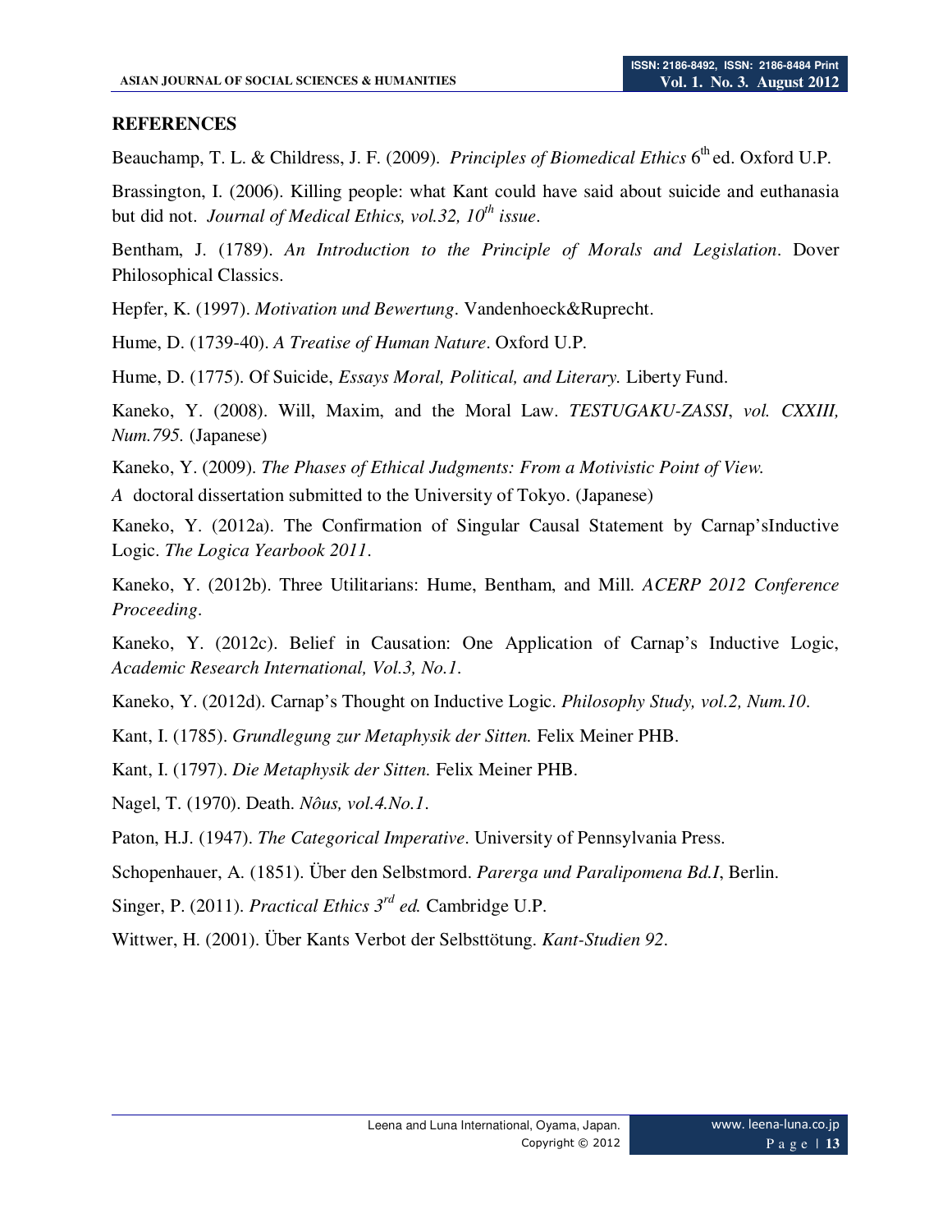## REFERENCES

Beauchamp, T. L. & Childress, J. F. (2009). *Principles of Biomedical Ethics* 6th ed. Oxford U.P.

Brassington, I. (2006). Killing people: what Kant could have said about suicide and euthanasia but did not. *Journal of Medical Ethics, vol.32, 10th issue*.

Bentham, J. (1789). *An Introduction to the Principle of Morals and Legislation*. Dover Philosophical Classics.

Hepfer, K. (1997). *Motivation und Bewertung*. Vandenhoeck&Ruprecht.

Hume, D. (1739-40). *A Treatise of Human Nature*. Oxford U.P.

Hume, D. (1775). Of Suicide, *Essays Moral, Political, and Literary.* Liberty Fund.

Kaneko, Y. (2008). Will, Maxim, and the Moral Law. *TESTUGAKU-ZASSI*, *vol. CXXIII, Num.795.* (Japanese)

Kaneko, Y. (2009). *The Phases of Ethical Judgments: From a Motivistic Point of View.* *A* doctoral dissertation submitted to the University of Tokyo. (Japanese)

Kaneko, Y. (2012a). The Confirmation of Singular Causal Statement by Carnap'sInductive Logic. *The Logica Yearbook 2011*.

Kaneko, Y. (2012b). Three Utilitarians: Hume, Bentham, and Mill. *ACERP 2012 Conference Proceeding*.

Kaneko, Y. (2012c). Belief in Causation: One Application of Carnap's Inductive Logic, *Academic Research International, Vol.3, No.1*.

Kaneko, Y. (2012d). Carnap's Thought on Inductive Logic. *Philosophy Study, vol.2, Num.10*.

Kant, I. (1785). *Grundlegung zur Metaphysik der Sitten.* Felix Meiner PHB.

Kant, I. (1797). *Die Metaphysik der Sitten.* Felix Meiner PHB.

Nagel, T. (1970). Death. *Nôus, vol.4.No.1*.

Paton, H.J. (1947). *The Categorical Imperative*. University of Pennsylvania Press.

Schopenhauer, A. (1851). Über den Selbstmord. *Parerga und Paralipomena Bd.I*, Berlin.

Singer, P. (2011). *Practical Ethics 3rd ed.* Cambridge U.P.

Wittwer, H. (2001). Über Kants Verbot der Selbsttötung. *Kant-Studien 92*.